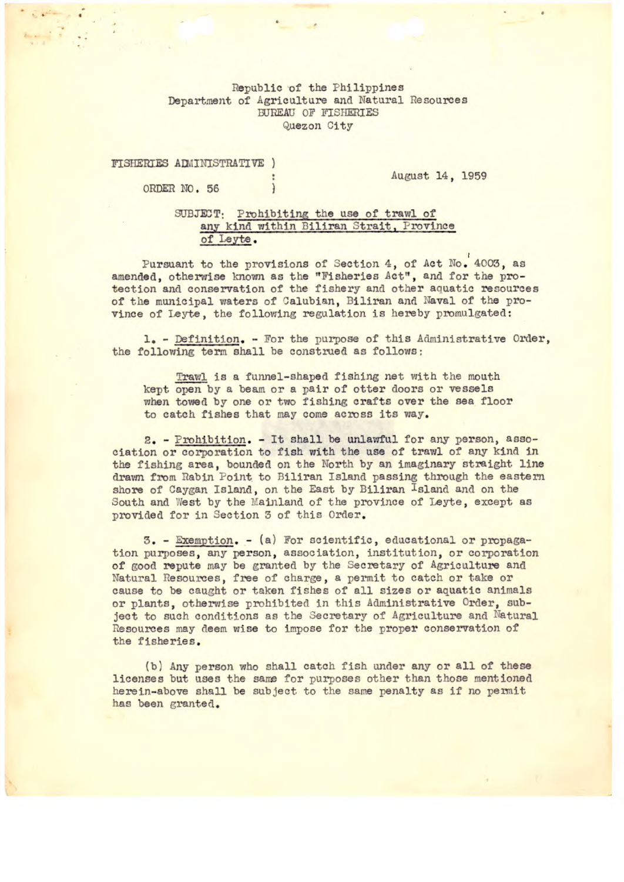Republic of the Philippines
Department of Agriculture and Natural Resources
BUREAU OF FISHERIES
Quezon City

FISHERIES ADMINISTRATIVE ORDER NO. 56

August 14, 1959

SUBJECT: Prohibiting the use of trawl of any kind within Biliran Strait, Province of Leyte.

Pursuant to the provisions of Section 4, of Act No. 4003, as amended, otherwise known as the "Fisheries Act", and for the protection and conservation of the fishery and other aquatic resources of the municipal waters of Calubian, Biliran and Naval of the province of Leyte, the following regulation is hereby promulgated:

1. - Definition. - For the purpose of this Administrative Order, the following term shall be construed as follows:

   Trawl is a funnel-shaped fishing net with the mouth kept open by a beam or a pair of otter doors or vessels when towed by one or two fishing crafts over the sea floor to catch fishes that may come across its way.

2. - Prohibition. - It shall be unlawful for any person, association or corporation to fish with the use of trawl of any kind in the fishing area, bounded on the North by an imaginary straight line drawn from Rabin Point to Biliran Island passing through the eastern shore of Caygan Island, on the East by Biliran Island and on the South and West by the Mainland of the province of Leyte, except as provided for in Section 3 of this Order.

3. - Exemption. - (a) For scientific, educational or propagation purposes, any person, association, institution, or corporation of good repute may be granted by the Secretary of Agriculture and Natural Resources, free of charge, a permit to catch or take or cause to be caught or taken fishes of all sizes or aquatic animals or plants, otherwise prohibited in this Administrative Order, subject to such conditions as the Secretary of Agriculture and Natural Resources may deem wise to impose for the proper conservation of the fisheries.

(b) Any person who shall catch fish under any or all of these licenses but uses the same for purposes other than those mentioned herein-above shall be subject to the same penalty as if no permit has been granted.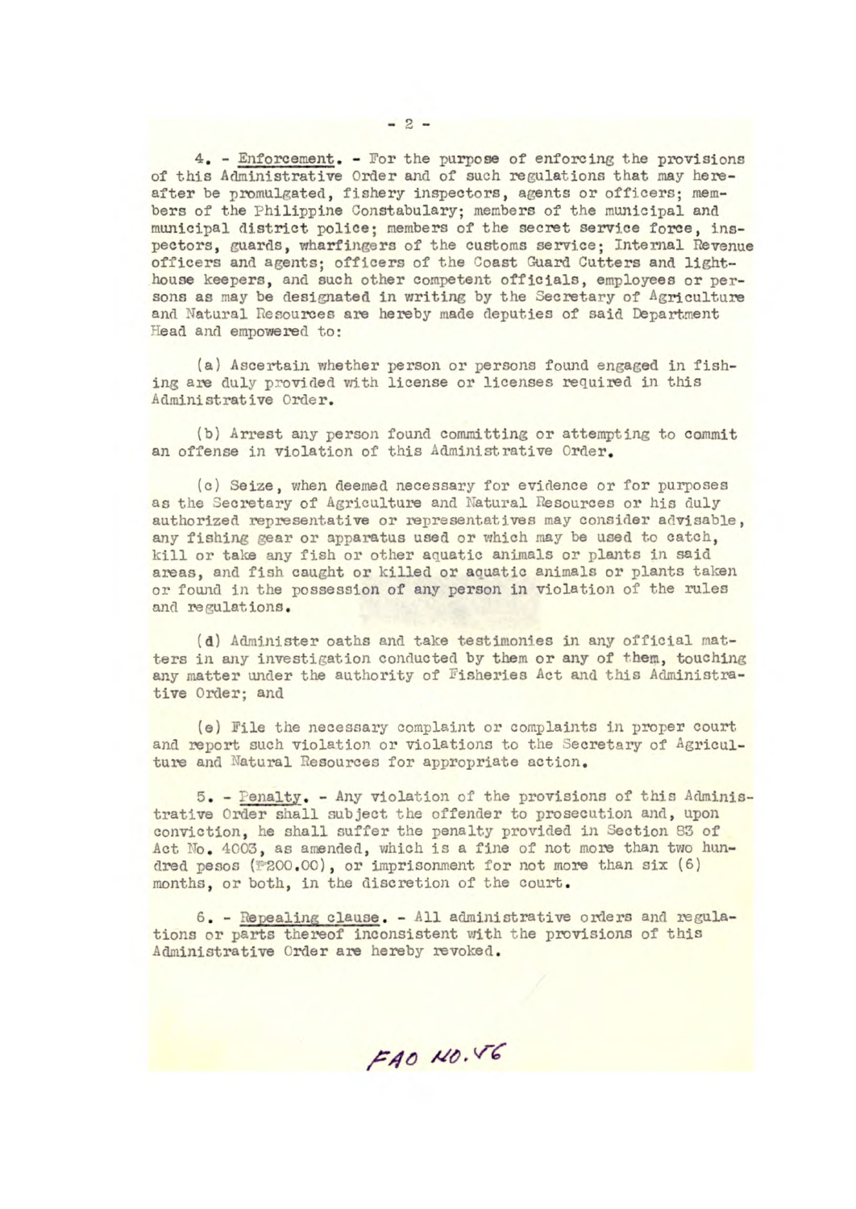4. - Enforcement. - For the purpose of enforcing the provisions of this Administrative Order and of such regulations that may hereafter be promulgated, fishery inspectors, agents or officers; members of the Philippine Constabulary; members of the municipal and municipal district police; members of the secret service force, inspectors, guards, wharfingers of the customs service; Internal Revenue officers and agents; officers of the Coast Guard Cutters and lighthouse keepers, and such other competent officials, employees or persons as may be designated in writing by the Secretary of Agriculture and Natural Resources are hereby made deputies of said Department Head and empowered to:

(a) Ascertain whether person or persons found engaged in fishing are duly provided with license or licenses required in this Administrative Order.

(b) Arrest any person found committing or attempting to commit an offense in violation of this Administrative Order.

(c) Seize, when deemed necessary for evidence or for purposes as the Secretary of Agriculture and Natural Resources or his duly authorized representative or representatives may consider advisable, any fishing gear or apparatus used or which may be used to catch, kill or take any fish or other aquatic animals or plants in said areas, and fish caught or killed or aquatic animals or plants taken or found in the possession of any person in violation of the rules and regulations.

(d) Administer oaths and take testimonies in any official matters in any investigation conducted by them or any of them, touching any matter under the authority of Fisheries Act and this Administrative Order; and

(e) File the necessary complaint or complaints in proper court and report such violation or violations to the Secretary of Agriculture and Natural Resources for appropriate action.

5. - Penalty. - Any violation of the provisions of this Administrative Order shall subject the offender to prosecution and, upon conviction, he shall suffer the penalty provided in Section 83 of Act No. 4003, as amended, which is a fine of not more than two hundred pesos (₱200.00), or imprisonment for not more than six (6) months, or both, in the discretion of the court.

6. - Repealing clause. - All administrative orders and regulations or parts thereof inconsistent with the provisions of this Administrative Order are hereby revoked.

FAO NO. 56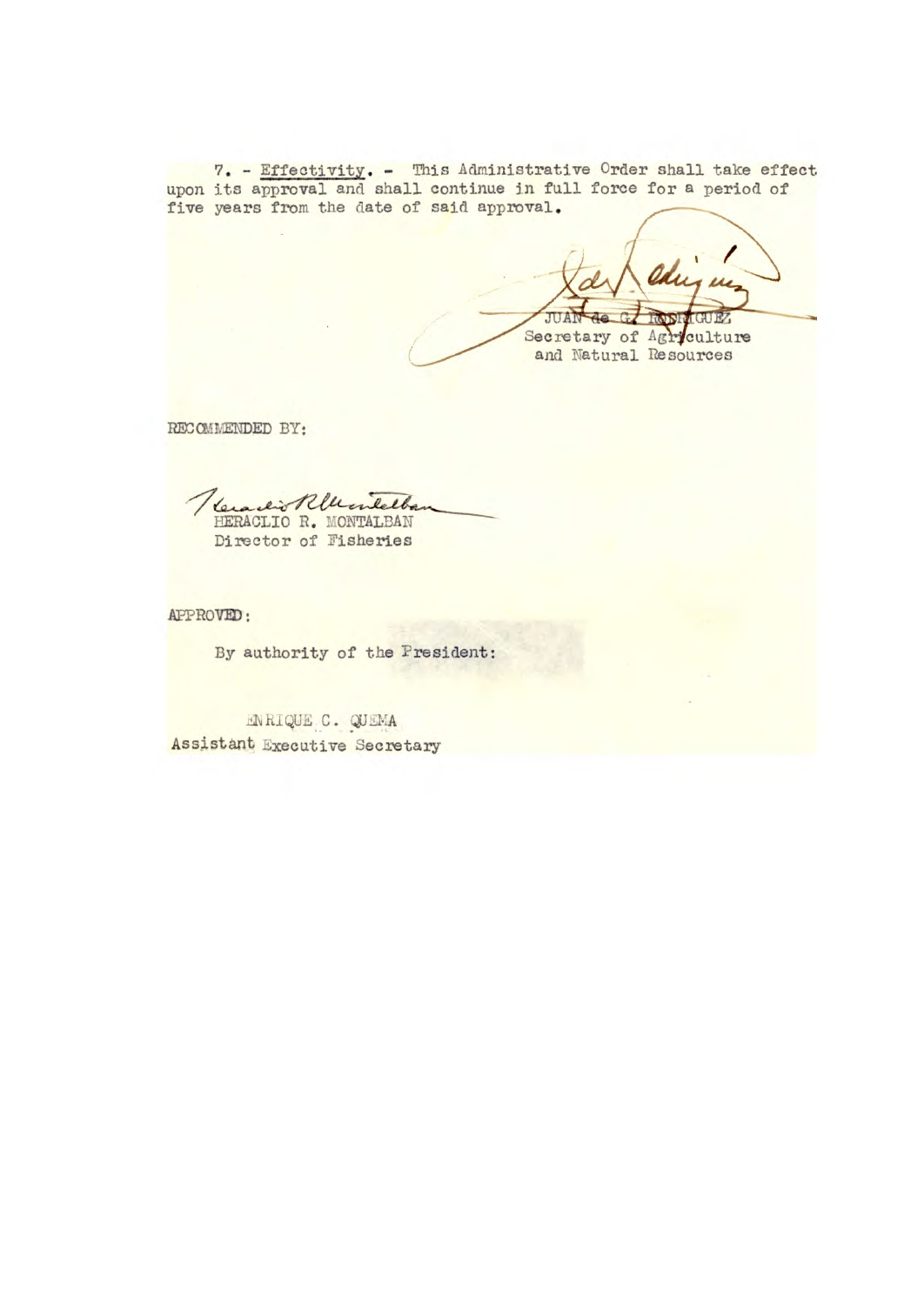7. - Effectivity. - This Administrative Order shall take effect upon its approval and shall continue in full force for a period of five years from the date of said approval.

JUAN de G. RODRIGUEZ
Secretary of Agriculture
and Natural Resources

RECOMMENDED BY:

HERACLIO R. MONTALBAN
Director of Fisheries

APPROVED:

By authority of the President:

ENRIQUE C. QUEMA
Assistant Executive Secretary